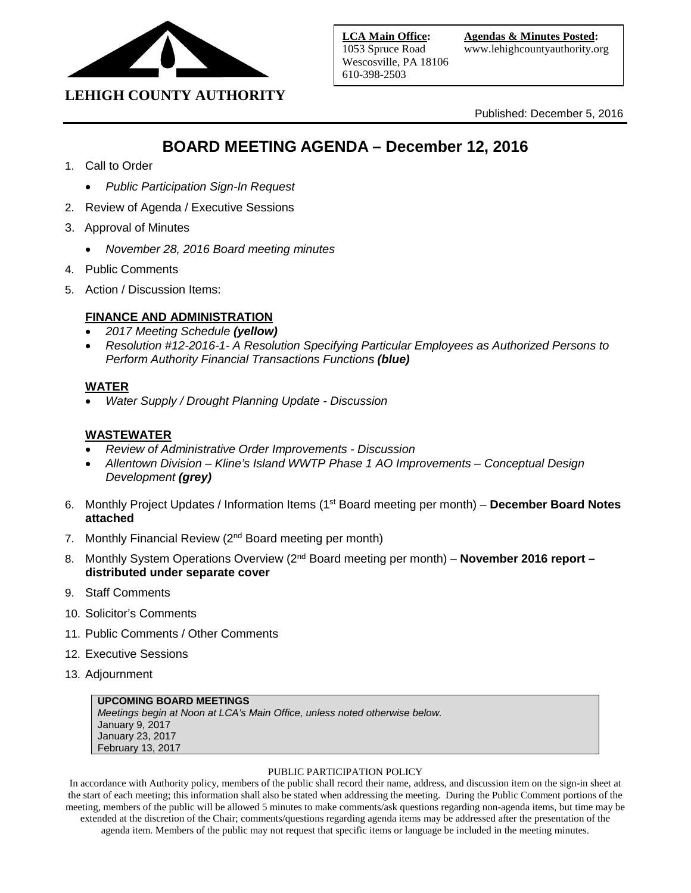**LEHIGH COUNTY AUTHORITY**

**LCA Main Office:**
1053 Spruce Road
Wescosville, PA 18106
610-398-2503

**Agendas & Minutes Posted:**
www.lehighcountyauthority.org

Published: December 5, 2016

# BOARD MEETING AGENDA – December 12, 2016

1. Call to Order
   - *Public Participation Sign-In Request*
2. Review of Agenda / Executive Sessions
3. Approval of Minutes
   - *November 28, 2016 Board meeting minutes*
4. Public Comments
5. Action / Discussion Items:

**FINANCE AND ADMINISTRATION**

- *2017 Meeting Schedule **(yellow)***
- *Resolution #12-2016-1- A Resolution Specifying Particular Employees as Authorized Persons to Perform Authority Financial Transactions Functions **(blue)***

**WATER**

- *Water Supply / Drought Planning Update - Discussion*

**WASTEWATER**

- *Review of Administrative Order Improvements - Discussion*
- *Allentown Division – Kline's Island WWTP Phase 1 AO Improvements – Conceptual Design Development **(grey)***

6. Monthly Project Updates / Information Items (1st Board meeting per month) – **December Board Notes attached**
7. Monthly Financial Review (2nd Board meeting per month)
8. Monthly System Operations Overview (2nd Board meeting per month) – **November 2016 report – distributed under separate cover**
9. Staff Comments
10. Solicitor's Comments
11. Public Comments / Other Comments
12. Executive Sessions
13. Adjournment

**UPCOMING BOARD MEETINGS**
*Meetings begin at Noon at LCA's Main Office, unless noted otherwise below.*
January 9, 2017
January 23, 2017
February 13, 2017

PUBLIC PARTICIPATION POLICY

In accordance with Authority policy, members of the public shall record their name, address, and discussion item on the sign-in sheet at the start of each meeting; this information shall also be stated when addressing the meeting. During the Public Comment portions of the meeting, members of the public will be allowed 5 minutes to make comments/ask questions regarding non-agenda items, but time may be extended at the discretion of the Chair; comments/questions regarding agenda items may be addressed after the presentation of the agenda item. Members of the public may not request that specific items or language be included in the meeting minutes.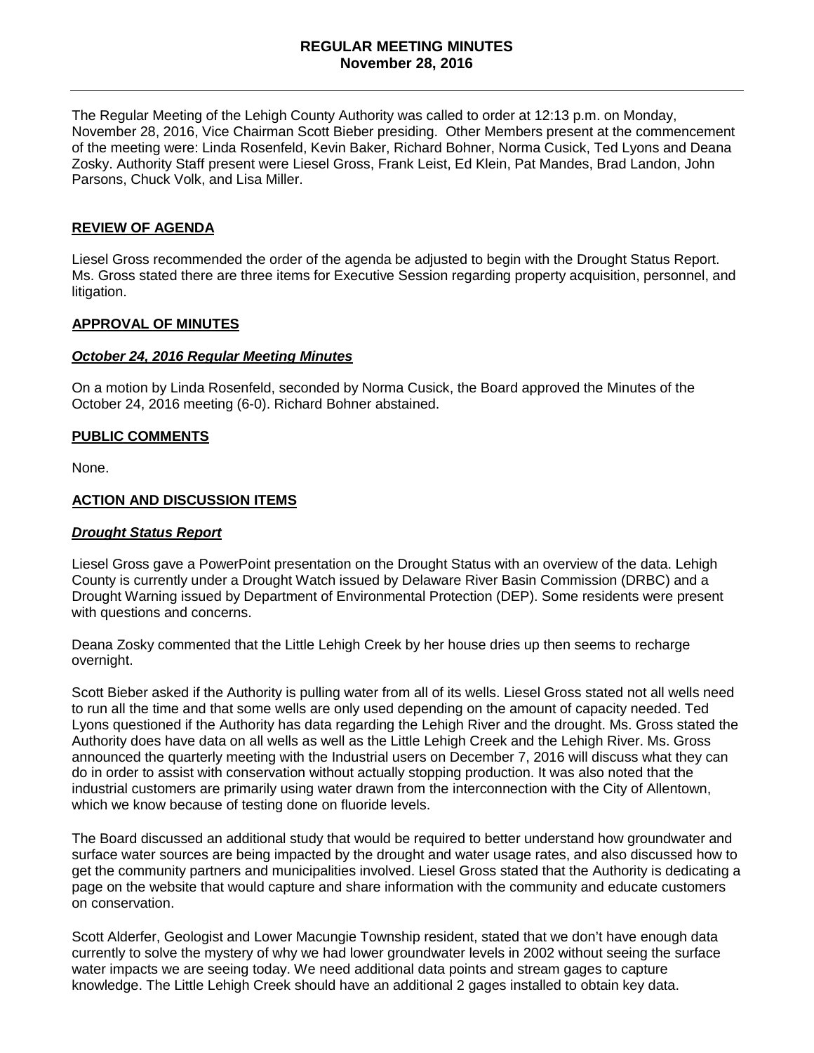**REGULAR MEETING MINUTES**
**November 28, 2016**

---

The Regular Meeting of the Lehigh County Authority was called to order at 12:13 p.m. on Monday, November 28, 2016, Vice Chairman Scott Bieber presiding. Other Members present at the commencement of the meeting were: Linda Rosenfeld, Kevin Baker, Richard Bohner, Norma Cusick, Ted Lyons and Deana Zosky. Authority Staff present were Liesel Gross, Frank Leist, Ed Klein, Pat Mandes, Brad Landon, John Parsons, Chuck Volk, and Lisa Miller.

## REVIEW OF AGENDA

Liesel Gross recommended the order of the agenda be adjusted to begin with the Drought Status Report. Ms. Gross stated there are three items for Executive Session regarding property acquisition, personnel, and litigation.

## APPROVAL OF MINUTES

### *October 24, 2016 Regular Meeting Minutes*

On a motion by Linda Rosenfeld, seconded by Norma Cusick, the Board approved the Minutes of the October 24, 2016 meeting (6-0). Richard Bohner abstained.

## PUBLIC COMMENTS

None.

## ACTION AND DISCUSSION ITEMS

### *Drought Status Report*

Liesel Gross gave a PowerPoint presentation on the Drought Status with an overview of the data. Lehigh County is currently under a Drought Watch issued by Delaware River Basin Commission (DRBC) and a Drought Warning issued by Department of Environmental Protection (DEP). Some residents were present with questions and concerns.

Deana Zosky commented that the Little Lehigh Creek by her house dries up then seems to recharge overnight.

Scott Bieber asked if the Authority is pulling water from all of its wells. Liesel Gross stated not all wells need to run all the time and that some wells are only used depending on the amount of capacity needed. Ted Lyons questioned if the Authority has data regarding the Lehigh River and the drought. Ms. Gross stated the Authority does have data on all wells as well as the Little Lehigh Creek and the Lehigh River. Ms. Gross announced the quarterly meeting with the Industrial users on December 7, 2016 will discuss what they can do in order to assist with conservation without actually stopping production. It was also noted that the industrial customers are primarily using water drawn from the interconnection with the City of Allentown, which we know because of testing done on fluoride levels.

The Board discussed an additional study that would be required to better understand how groundwater and surface water sources are being impacted by the drought and water usage rates, and also discussed how to get the community partners and municipalities involved. Liesel Gross stated that the Authority is dedicating a page on the website that would capture and share information with the community and educate customers on conservation.

Scott Alderfer, Geologist and Lower Macungie Township resident, stated that we don't have enough data currently to solve the mystery of why we had lower groundwater levels in 2002 without seeing the surface water impacts we are seeing today. We need additional data points and stream gages to capture knowledge. The Little Lehigh Creek should have an additional 2 gages installed to obtain key data.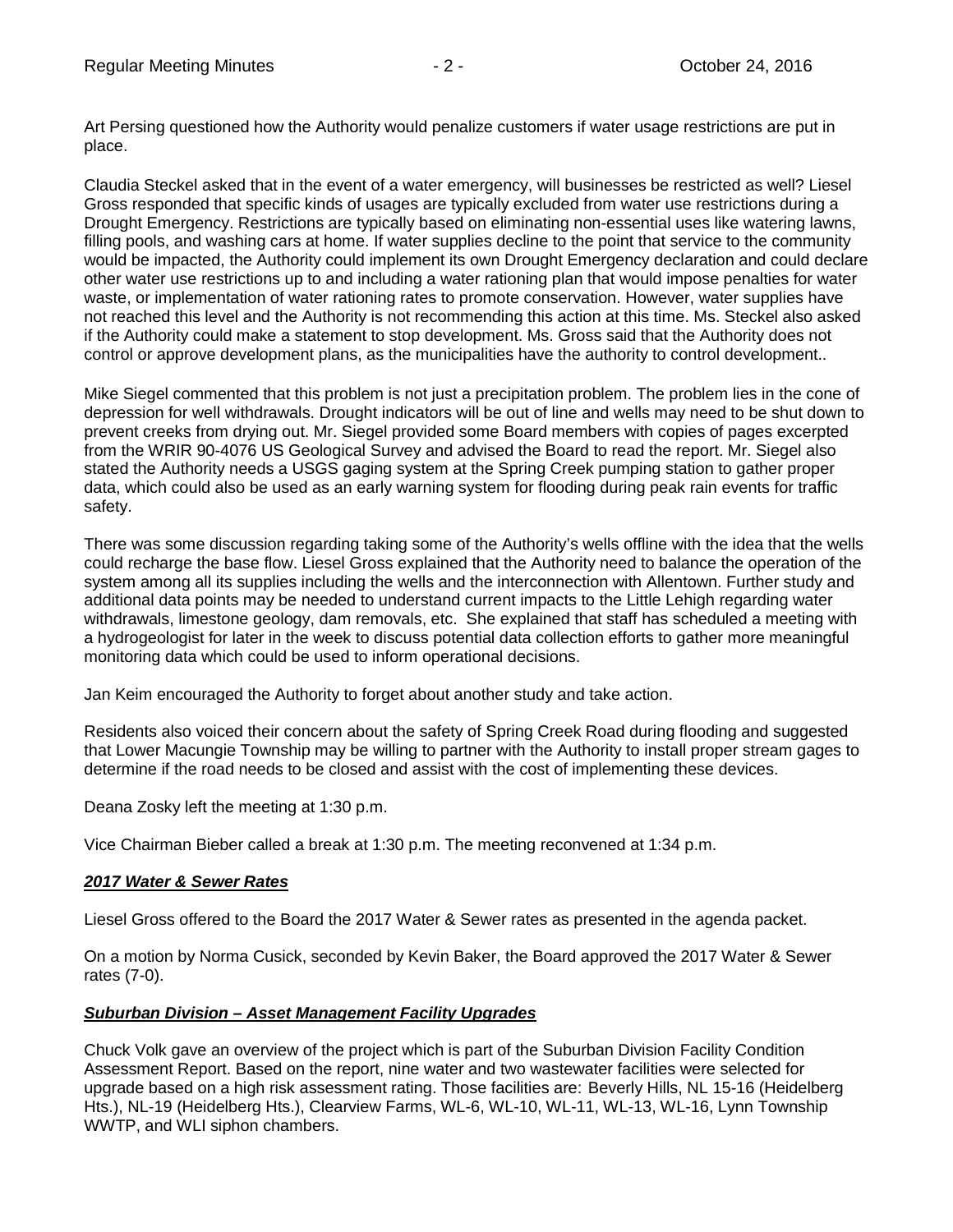Art Persing questioned how the Authority would penalize customers if water usage restrictions are put in place.

Claudia Steckel asked that in the event of a water emergency, will businesses be restricted as well? Liesel Gross responded that specific kinds of usages are typically excluded from water use restrictions during a Drought Emergency. Restrictions are typically based on eliminating non-essential uses like watering lawns, filling pools, and washing cars at home. If water supplies decline to the point that service to the community would be impacted, the Authority could implement its own Drought Emergency declaration and could declare other water use restrictions up to and including a water rationing plan that would impose penalties for water waste, or implementation of water rationing rates to promote conservation. However, water supplies have not reached this level and the Authority is not recommending this action at this time. Ms. Steckel also asked if the Authority could make a statement to stop development. Ms. Gross said that the Authority does not control or approve development plans, as the municipalities have the authority to control development..

Mike Siegel commented that this problem is not just a precipitation problem. The problem lies in the cone of depression for well withdrawals. Drought indicators will be out of line and wells may need to be shut down to prevent creeks from drying out. Mr. Siegel provided some Board members with copies of pages excerpted from the WRIR 90-4076 US Geological Survey and advised the Board to read the report. Mr. Siegel also stated the Authority needs a USGS gaging system at the Spring Creek pumping station to gather proper data, which could also be used as an early warning system for flooding during peak rain events for traffic safety.

There was some discussion regarding taking some of the Authority's wells offline with the idea that the wells could recharge the base flow. Liesel Gross explained that the Authority need to balance the operation of the system among all its supplies including the wells and the interconnection with Allentown. Further study and additional data points may be needed to understand current impacts to the Little Lehigh regarding water withdrawals, limestone geology, dam removals, etc. She explained that staff has scheduled a meeting with a hydrogeologist for later in the week to discuss potential data collection efforts to gather more meaningful monitoring data which could be used to inform operational decisions.

Jan Keim encouraged the Authority to forget about another study and take action.

Residents also voiced their concern about the safety of Spring Creek Road during flooding and suggested that Lower Macungie Township may be willing to partner with the Authority to install proper stream gages to determine if the road needs to be closed and assist with the cost of implementing these devices.

Deana Zosky left the meeting at 1:30 p.m.

Vice Chairman Bieber called a break at 1:30 p.m. The meeting reconvened at 1:34 p.m.

***2017 Water & Sewer Rates***

Liesel Gross offered to the Board the 2017 Water & Sewer rates as presented in the agenda packet.

On a motion by Norma Cusick, seconded by Kevin Baker, the Board approved the 2017 Water & Sewer rates (7-0).

***Suburban Division – Asset Management Facility Upgrades***

Chuck Volk gave an overview of the project which is part of the Suburban Division Facility Condition Assessment Report. Based on the report, nine water and two wastewater facilities were selected for upgrade based on a high risk assessment rating. Those facilities are: Beverly Hills, NL 15-16 (Heidelberg Hts.), NL-19 (Heidelberg Hts.), Clearview Farms, WL-6, WL-10, WL-11, WL-13, WL-16, Lynn Township WWTP, and WLI siphon chambers.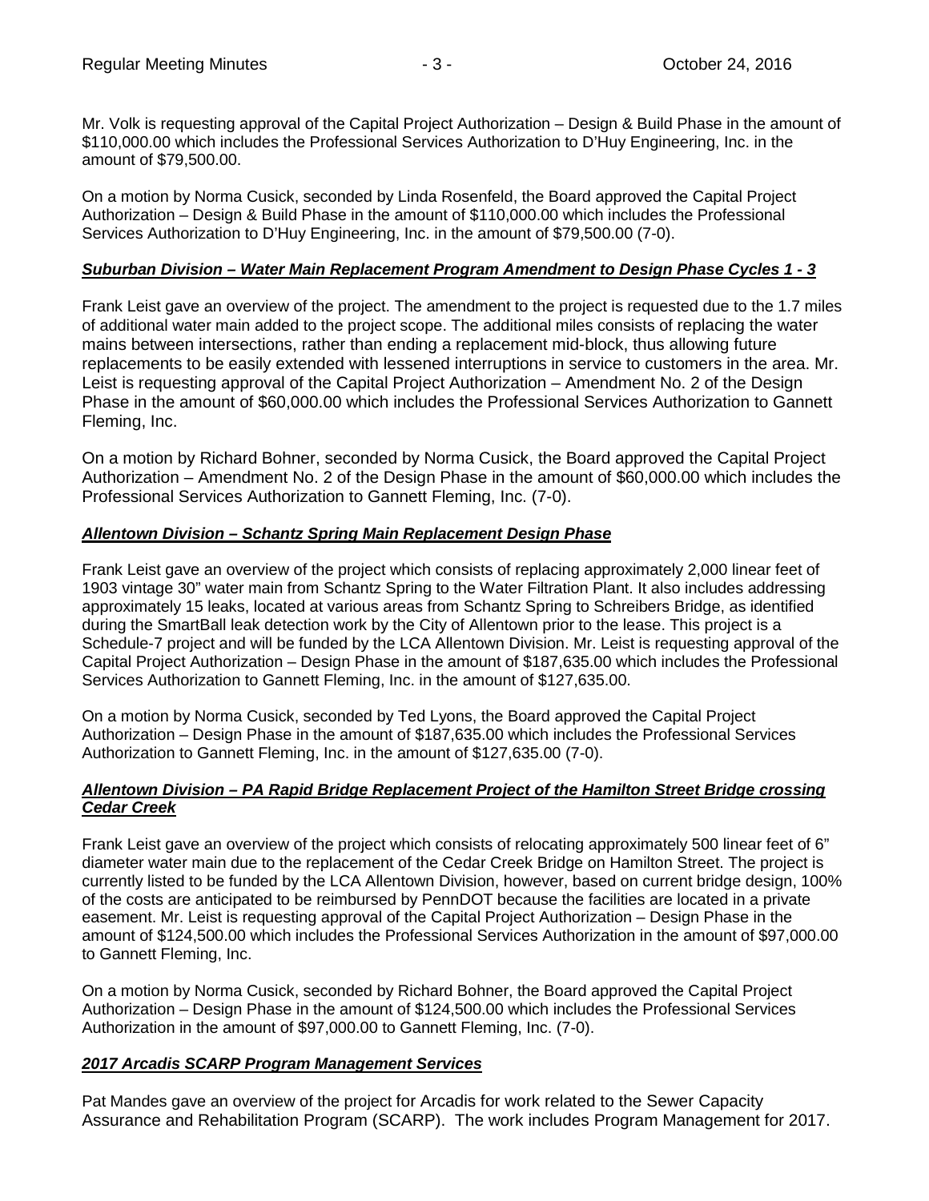Mr. Volk is requesting approval of the Capital Project Authorization – Design & Build Phase in the amount of $110,000.00 which includes the Professional Services Authorization to D'Huy Engineering, Inc. in the amount of $79,500.00.

On a motion by Norma Cusick, seconded by Linda Rosenfeld, the Board approved the Capital Project Authorization – Design & Build Phase in the amount of $110,000.00 which includes the Professional Services Authorization to D'Huy Engineering, Inc. in the amount of $79,500.00 (7-0).

***Suburban Division – Water Main Replacement Program Amendment to Design Phase Cycles 1 - 3***

Frank Leist gave an overview of the project. The amendment to the project is requested due to the 1.7 miles of additional water main added to the project scope. The additional miles consists of replacing the water mains between intersections, rather than ending a replacement mid-block, thus allowing future replacements to be easily extended with lessened interruptions in service to customers in the area. Mr. Leist is requesting approval of the Capital Project Authorization – Amendment No. 2 of the Design Phase in the amount of $60,000.00 which includes the Professional Services Authorization to Gannett Fleming, Inc.

On a motion by Richard Bohner, seconded by Norma Cusick, the Board approved the Capital Project Authorization – Amendment No. 2 of the Design Phase in the amount of $60,000.00 which includes the Professional Services Authorization to Gannett Fleming, Inc. (7-0).

***Allentown Division – Schantz Spring Main Replacement Design Phase***

Frank Leist gave an overview of the project which consists of replacing approximately 2,000 linear feet of 1903 vintage 30" water main from Schantz Spring to the Water Filtration Plant. It also includes addressing approximately 15 leaks, located at various areas from Schantz Spring to Schreibers Bridge, as identified during the SmartBall leak detection work by the City of Allentown prior to the lease. This project is a Schedule-7 project and will be funded by the LCA Allentown Division. Mr. Leist is requesting approval of the Capital Project Authorization – Design Phase in the amount of $187,635.00 which includes the Professional Services Authorization to Gannett Fleming, Inc. in the amount of $127,635.00.

On a motion by Norma Cusick, seconded by Ted Lyons, the Board approved the Capital Project Authorization – Design Phase in the amount of $187,635.00 which includes the Professional Services Authorization to Gannett Fleming, Inc. in the amount of $127,635.00 (7-0).

***Allentown Division – PA Rapid Bridge Replacement Project of the Hamilton Street Bridge crossing Cedar Creek***

Frank Leist gave an overview of the project which consists of relocating approximately 500 linear feet of 6" diameter water main due to the replacement of the Cedar Creek Bridge on Hamilton Street. The project is currently listed to be funded by the LCA Allentown Division, however, based on current bridge design, 100% of the costs are anticipated to be reimbursed by PennDOT because the facilities are located in a private easement. Mr. Leist is requesting approval of the Capital Project Authorization – Design Phase in the amount of $124,500.00 which includes the Professional Services Authorization in the amount of $97,000.00 to Gannett Fleming, Inc.

On a motion by Norma Cusick, seconded by Richard Bohner, the Board approved the Capital Project Authorization – Design Phase in the amount of $124,500.00 which includes the Professional Services Authorization in the amount of $97,000.00 to Gannett Fleming, Inc. (7-0).

***2017 Arcadis SCARP Program Management Services***

Pat Mandes gave an overview of the project for Arcadis for work related to the Sewer Capacity Assurance and Rehabilitation Program (SCARP). The work includes Program Management for 2017.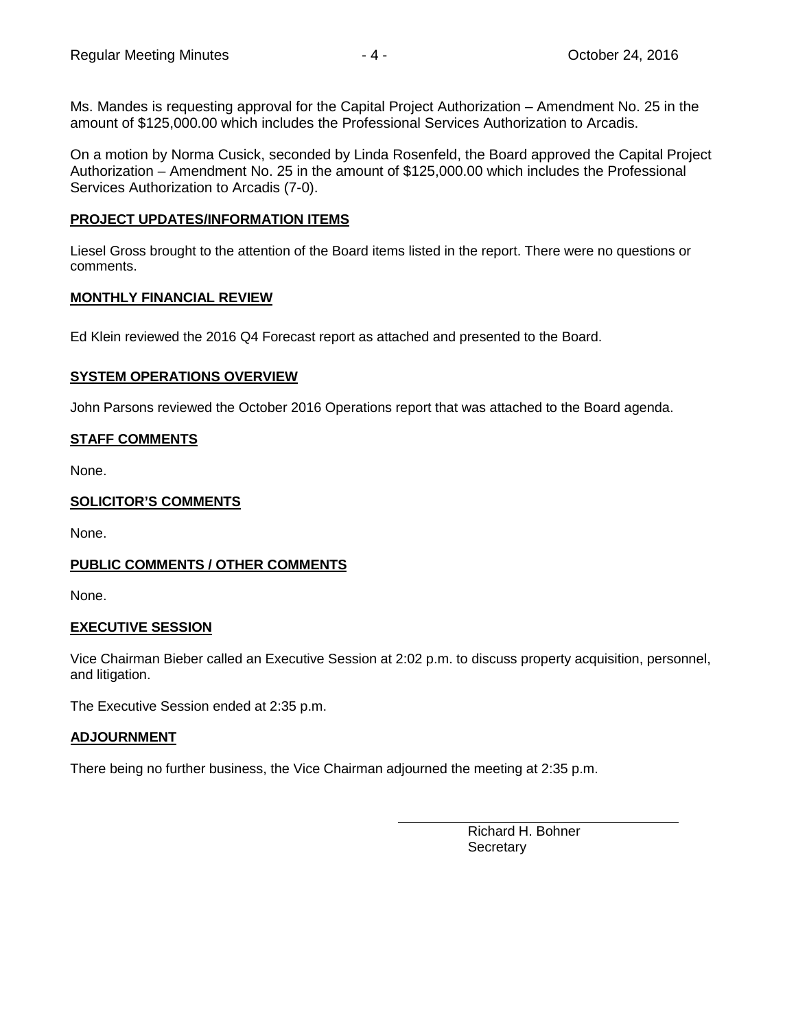Ms. Mandes is requesting approval for the Capital Project Authorization – Amendment No. 25 in the amount of $125,000.00 which includes the Professional Services Authorization to Arcadis.

On a motion by Norma Cusick, seconded by Linda Rosenfeld, the Board approved the Capital Project Authorization – Amendment No. 25 in the amount of $125,000.00 which includes the Professional Services Authorization to Arcadis (7-0).

## PROJECT UPDATES/INFORMATION ITEMS

Liesel Gross brought to the attention of the Board items listed in the report. There were no questions or comments.

## MONTHLY FINANCIAL REVIEW

Ed Klein reviewed the 2016 Q4 Forecast report as attached and presented to the Board.

## SYSTEM OPERATIONS OVERVIEW

John Parsons reviewed the October 2016 Operations report that was attached to the Board agenda.

## STAFF COMMENTS

None.

## SOLICITOR'S COMMENTS

None.

## PUBLIC COMMENTS / OTHER COMMENTS

None.

## EXECUTIVE SESSION

Vice Chairman Bieber called an Executive Session at 2:02 p.m. to discuss property acquisition, personnel, and litigation.

The Executive Session ended at 2:35 p.m.

## ADJOURNMENT

There being no further business, the Vice Chairman adjourned the meeting at 2:35 p.m.

Richard H. Bohner
Secretary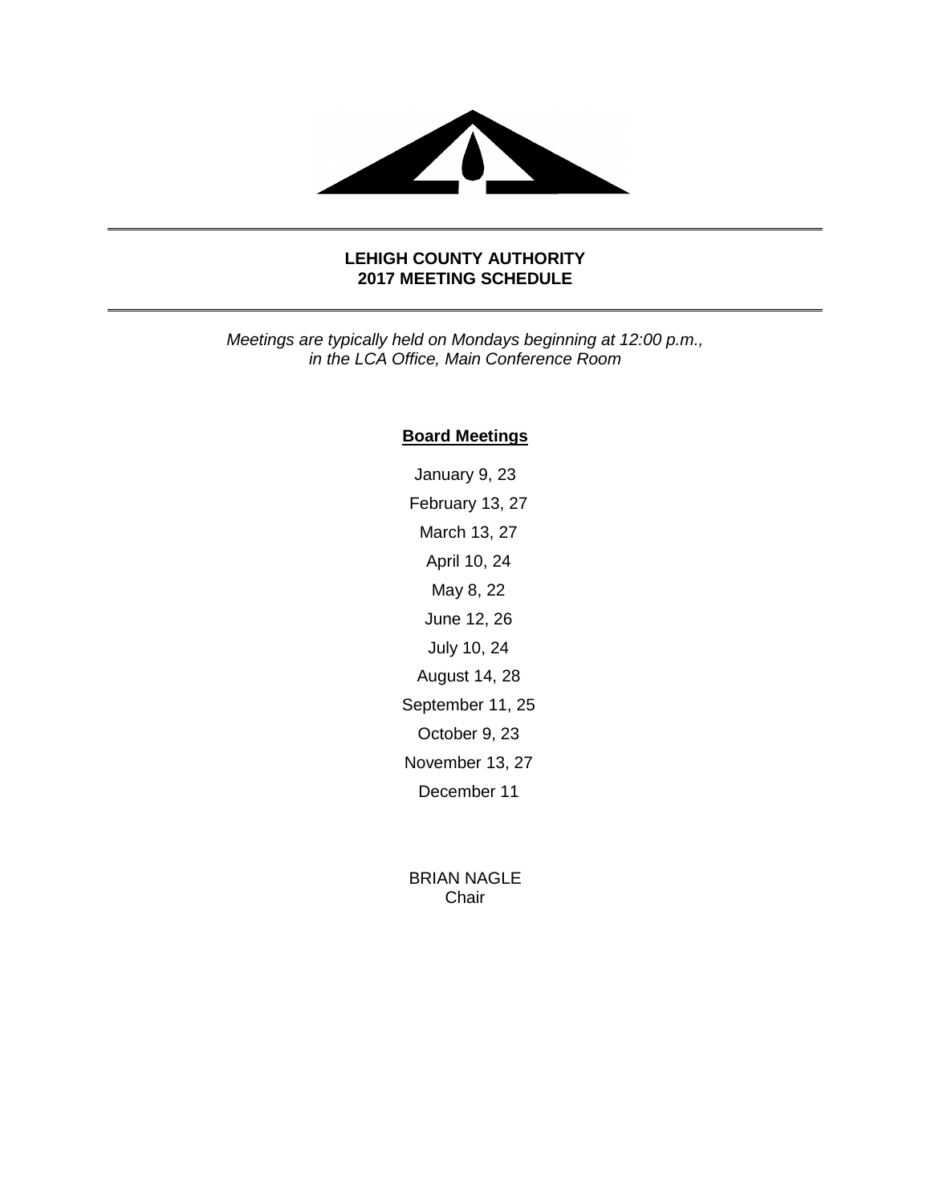## LEHIGH COUNTY AUTHORITY
## 2017 MEETING SCHEDULE

*Meetings are typically held on Mondays beginning at 12:00 p.m., in the LCA Office, Main Conference Room*

**Board Meetings**

January 9, 23

February 13, 27

March 13, 27

April 10, 24

May 8, 22

June 12, 26

July 10, 24

August 14, 28

September 11, 25

October 9, 23

November 13, 27

December 11

BRIAN NAGLE
Chair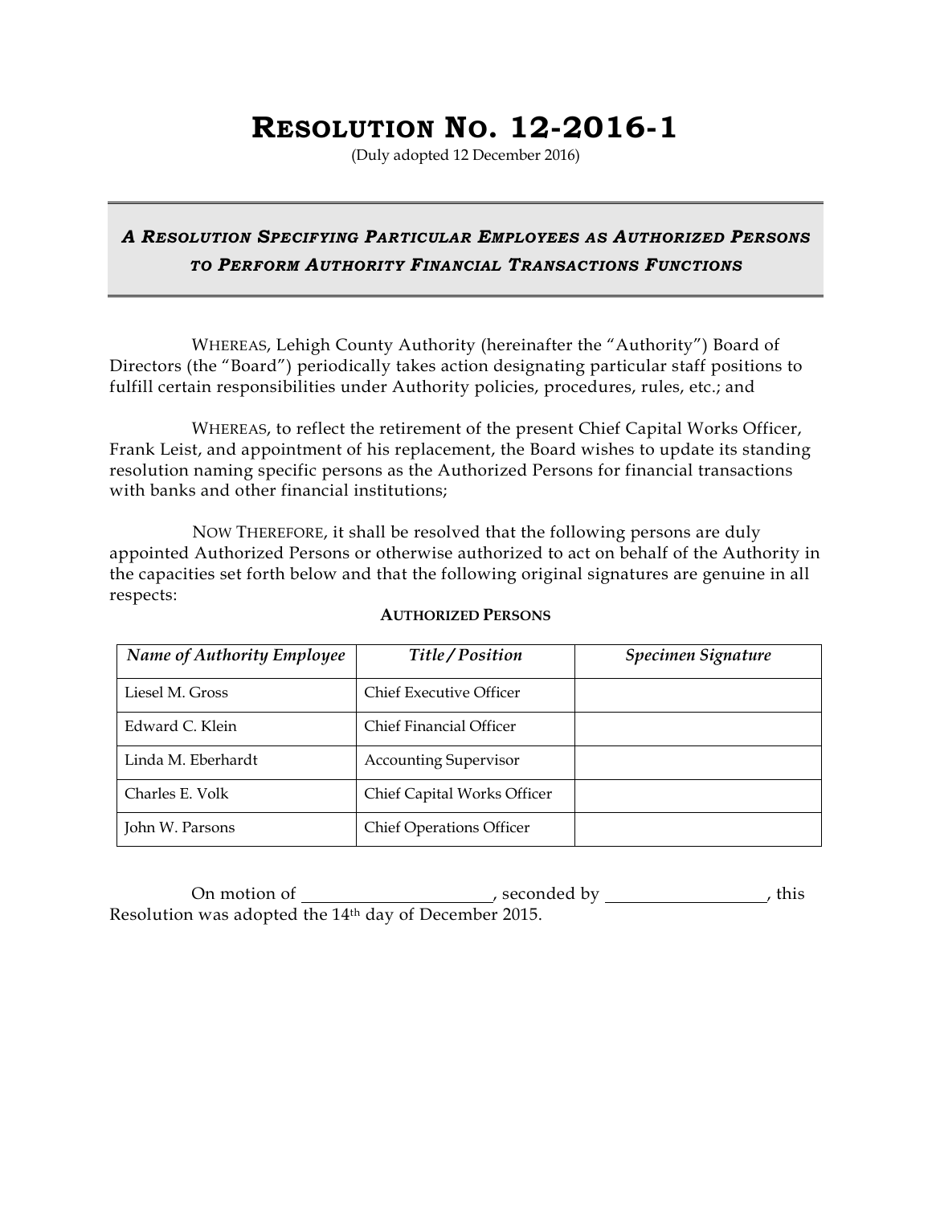# RESOLUTION NO. 12-2016-1

(Duly adopted 12 December 2016)

---

***A RESOLUTION SPECIFYING PARTICULAR EMPLOYEES AS AUTHORIZED PERSONS TO PERFORM AUTHORITY FINANCIAL TRANSACTIONS FUNCTIONS***

---

WHEREAS, Lehigh County Authority (hereinafter the "Authority") Board of Directors (the "Board") periodically takes action designating particular staff positions to fulfill certain responsibilities under Authority policies, procedures, rules, etc.; and

WHEREAS, to reflect the retirement of the present Chief Capital Works Officer, Frank Leist, and appointment of his replacement, the Board wishes to update its standing resolution naming specific persons as the Authorized Persons for financial transactions with banks and other financial institutions;

NOW THEREFORE, it shall be resolved that the following persons are duly appointed Authorized Persons or otherwise authorized to act on behalf of the Authority in the capacities set forth below and that the following original signatures are genuine in all respects:

**AUTHORIZED PERSONS**

| *Name of Authority Employee* | *Title / Position* | *Specimen Signature* |
|---|---|---|
| Liesel M. Gross | Chief Executive Officer | |
| Edward C. Klein | Chief Financial Officer | |
| Linda M. Eberhardt | Accounting Supervisor | |
| Charles E. Volk | Chief Capital Works Officer | |
| John W. Parsons | Chief Operations Officer | |

On motion of ______________________, seconded by ___________________, this Resolution was adopted the 14th day of December 2015.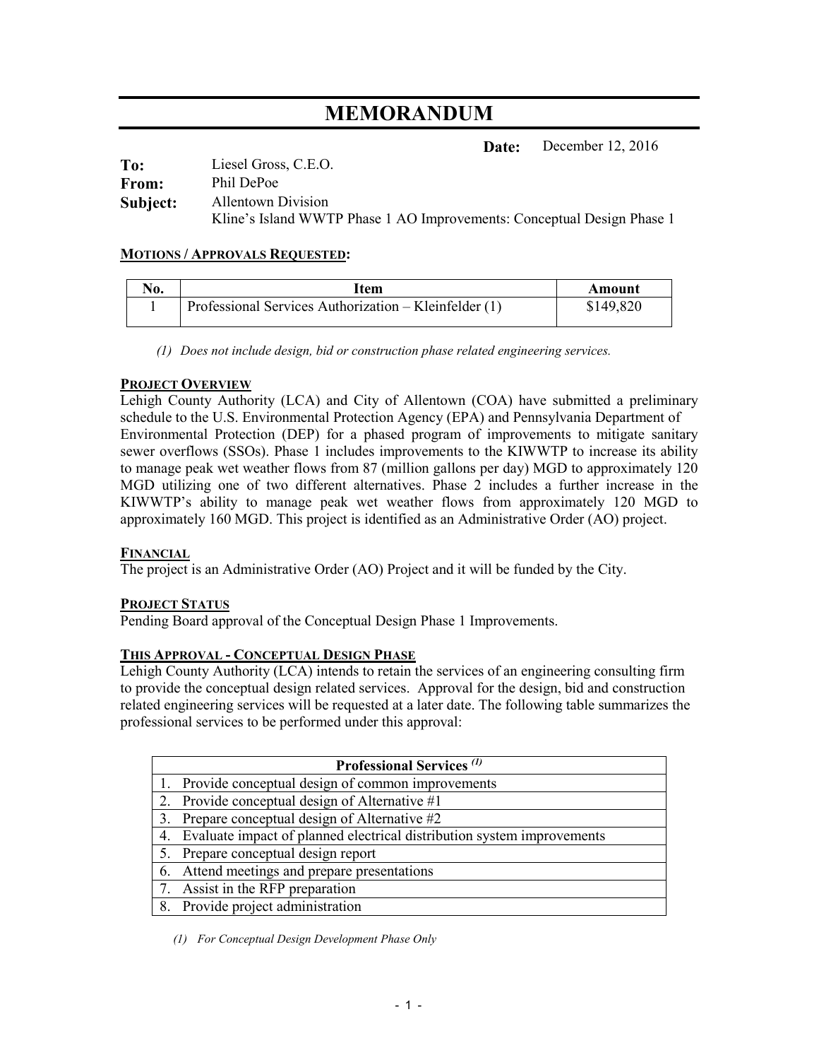# MEMORANDUM

**Date:** December 12, 2016

**To:** Liesel Gross, C.E.O.
**From:** Phil DePoe
**Subject:** Allentown Division
Kline's Island WWTP Phase 1 AO Improvements: Conceptual Design Phase 1

**MOTIONS / APPROVALS REQUESTED:**

| No. | Item | Amount |
|---|---|---|
| 1 | Professional Services Authorization – Kleinfelder (1) | $149,820 |

*(1) Does not include design, bid or construction phase related engineering services.*

**PROJECT OVERVIEW**

Lehigh County Authority (LCA) and City of Allentown (COA) have submitted a preliminary schedule to the U.S. Environmental Protection Agency (EPA) and Pennsylvania Department of Environmental Protection (DEP) for a phased program of improvements to mitigate sanitary sewer overflows (SSOs). Phase 1 includes improvements to the KIWWTP to increase its ability to manage peak wet weather flows from 87 (million gallons per day) MGD to approximately 120 MGD utilizing one of two different alternatives. Phase 2 includes a further increase in the KIWWTP's ability to manage peak wet weather flows from approximately 120 MGD to approximately 160 MGD. This project is identified as an Administrative Order (AO) project.

**FINANCIAL**

The project is an Administrative Order (AO) Project and it will be funded by the City.

**PROJECT STATUS**

Pending Board approval of the Conceptual Design Phase 1 Improvements.

**THIS APPROVAL - CONCEPTUAL DESIGN PHASE**

Lehigh County Authority (LCA) intends to retain the services of an engineering consulting firm to provide the conceptual design related services. Approval for the design, bid and construction related engineering services will be requested at a later date. The following table summarizes the professional services to be performed under this approval:

| Professional Services (1) |
|---|
| 1. Provide conceptual design of common improvements |
| 2. Provide conceptual design of Alternative #1 |
| 3. Prepare conceptual design of Alternative #2 |
| 4. Evaluate impact of planned electrical distribution system improvements |
| 5. Prepare conceptual design report |
| 6. Attend meetings and prepare presentations |
| 7. Assist in the RFP preparation |
| 8. Provide project administration |

*(1) For Conceptual Design Development Phase Only*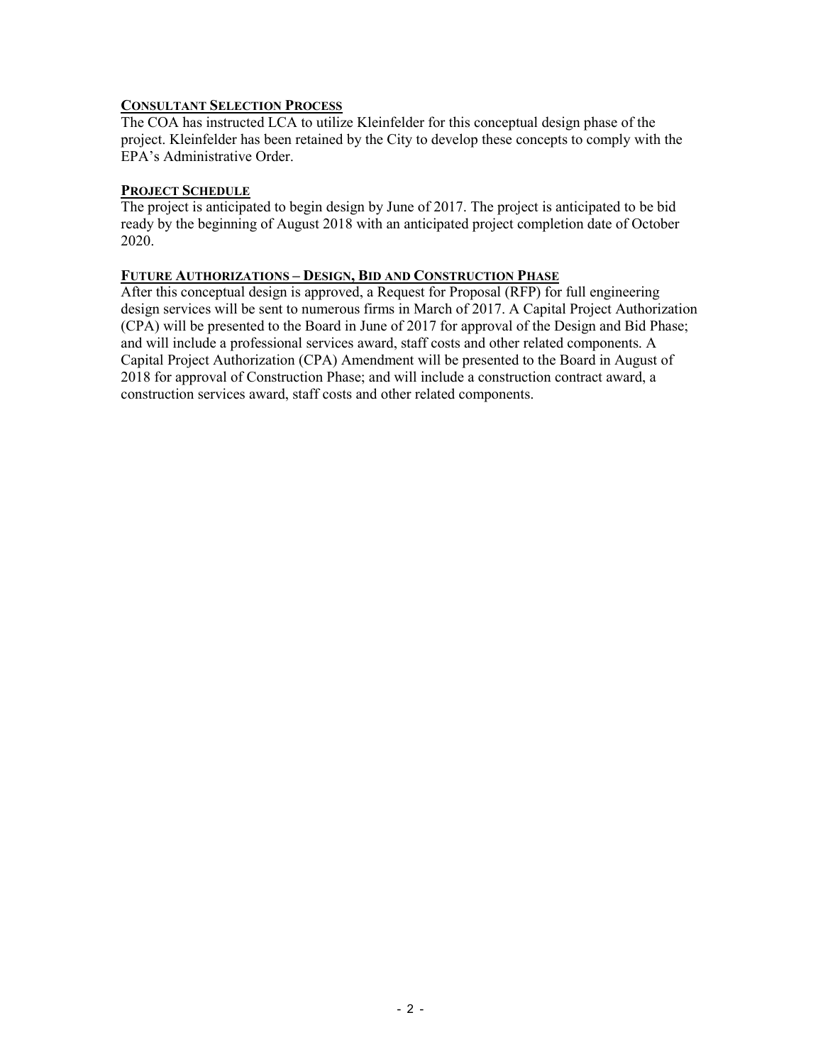## Consultant Selection Process

The COA has instructed LCA to utilize Kleinfelder for this conceptual design phase of the project. Kleinfelder has been retained by the City to develop these concepts to comply with the EPA's Administrative Order.

## Project Schedule

The project is anticipated to begin design by June of 2017. The project is anticipated to be bid ready by the beginning of August 2018 with an anticipated project completion date of October 2020.

## Future Authorizations – Design, Bid and Construction Phase

After this conceptual design is approved, a Request for Proposal (RFP) for full engineering design services will be sent to numerous firms in March of 2017. A Capital Project Authorization (CPA) will be presented to the Board in June of 2017 for approval of the Design and Bid Phase; and will include a professional services award, staff costs and other related components. A Capital Project Authorization (CPA) Amendment will be presented to the Board in August of 2018 for approval of Construction Phase; and will include a construction contract award, a construction services award, staff costs and other related components.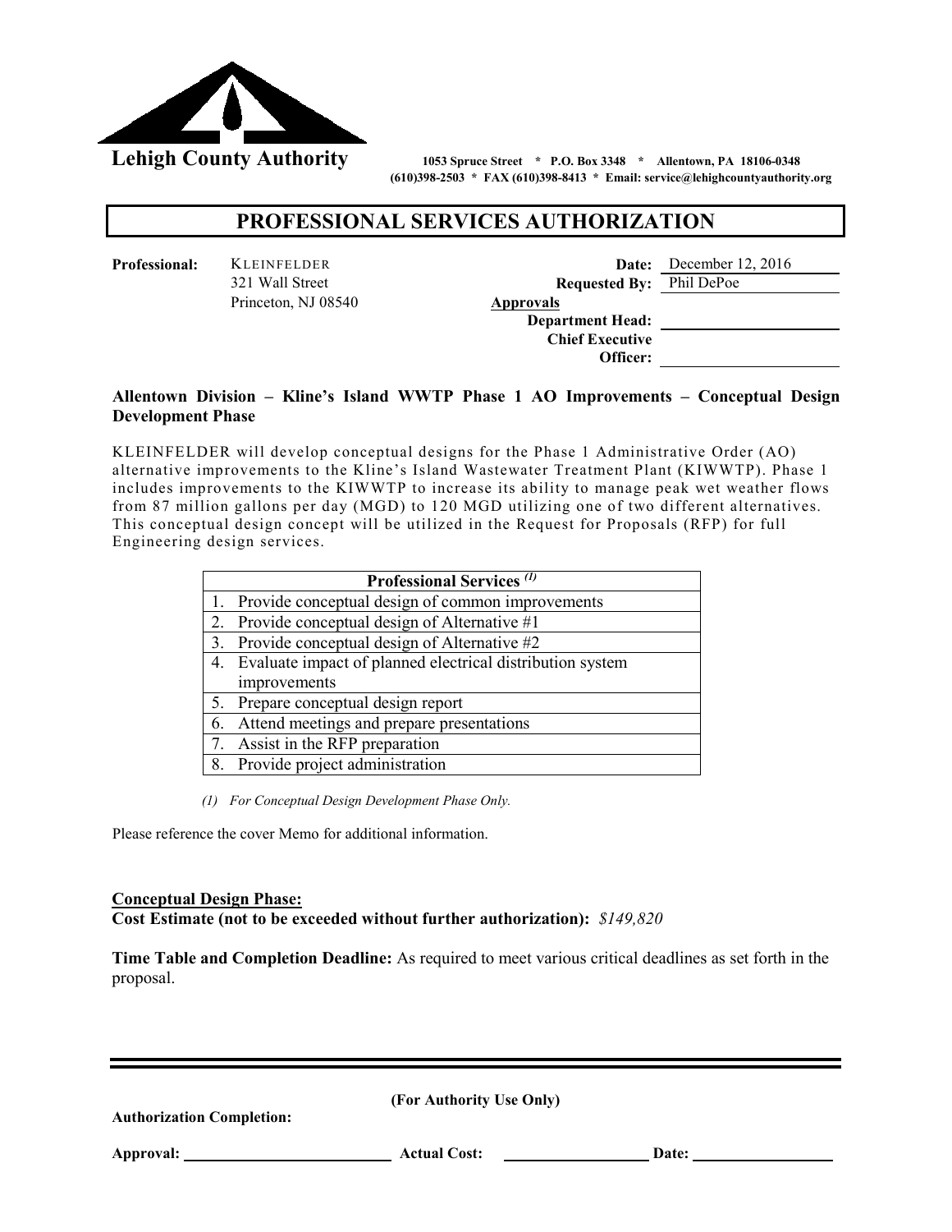**Lehigh County Authority** 1053 Spruce Street * P.O. Box 3348 * Allentown, PA 18106-0348
(610)398-2503 * FAX (610)398-8413 * Email: service@lehighcountyauthority.org

# PROFESSIONAL SERVICES AUTHORIZATION

**Professional:** KLEINFELDER
321 Wall Street
Princeton, NJ 08540

**Date:** December 12, 2016
**Requested By:** Phil DePoe
**Approvals**
**Department Head:** ______________
**Chief Executive Officer:** ______________

**Allentown Division – Kline's Island WWTP Phase 1 AO Improvements – Conceptual Design Development Phase**

KLEINFELDER will develop conceptual designs for the Phase 1 Administrative Order (AO) alternative improvements to the Kline's Island Wastewater Treatment Plant (KIWWTP). Phase 1 includes improvements to the KIWWTP to increase its ability to manage peak wet weather flows from 87 million gallons per day (MGD) to 120 MGD utilizing one of two different alternatives. This conceptual design concept will be utilized in the Request for Proposals (RFP) for full Engineering design services.

| Professional Services (1) |
|---|
| 1. Provide conceptual design of common improvements |
| 2. Provide conceptual design of Alternative #1 |
| 3. Provide conceptual design of Alternative #2 |
| 4. Evaluate impact of planned electrical distribution system improvements |
| 5. Prepare conceptual design report |
| 6. Attend meetings and prepare presentations |
| 7. Assist in the RFP preparation |
| 8. Provide project administration |

*(1) For Conceptual Design Development Phase Only.*

Please reference the cover Memo for additional information.

**Conceptual Design Phase:**
**Cost Estimate (not to be exceeded without further authorization):** *$149,820*

**Time Table and Completion Deadline:** As required to meet various critical deadlines as set forth in the proposal.

---

**(For Authority Use Only)**

**Authorization Completion:**

**Approval:** ______________ **Actual Cost:** ______________ **Date:** ______________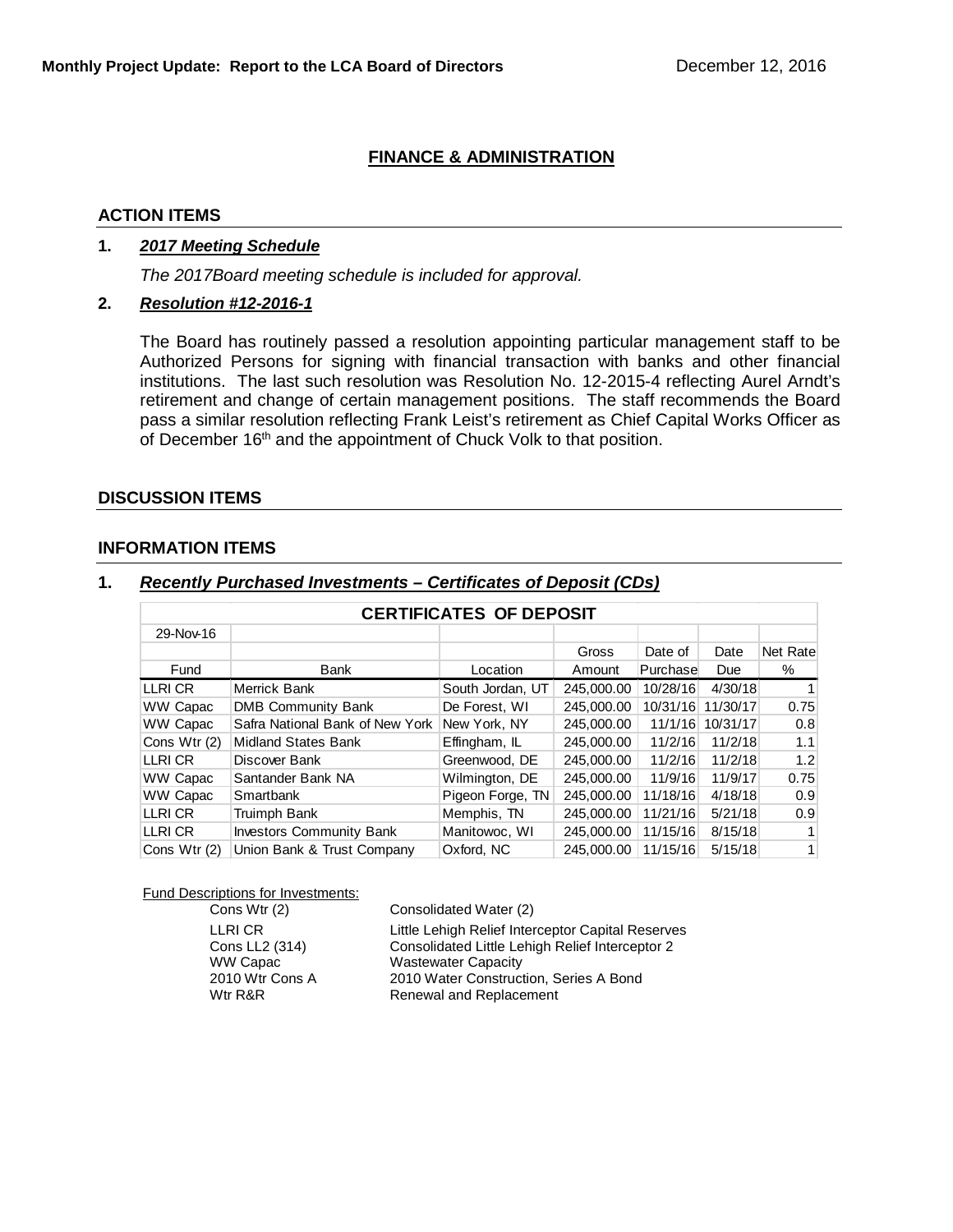**Monthly Project Update: Report to the LCA Board of Directors** December 12, 2016

## FINANCE & ADMINISTRATION

### ACTION ITEMS

**1.** ***2017 Meeting Schedule***

*The 2017Board meeting schedule is included for approval.*

**2.** ***Resolution #12-2016-1***

The Board has routinely passed a resolution appointing particular management staff to be Authorized Persons for signing with financial transaction with banks and other financial institutions. The last such resolution was Resolution No. 12-2015-4 reflecting Aurel Arndt's retirement and change of certain management positions. The staff recommends the Board pass a similar resolution reflecting Frank Leist's retirement as Chief Capital Works Officer as of December 16th and the appointment of Chuck Volk to that position.

### DISCUSSION ITEMS

### INFORMATION ITEMS

**1.** ***Recently Purchased Investments – Certificates of Deposit (CDs)***

| CERTIFICATES OF DEPOSIT | | | | | | |
|---|---|---|---|---|---|---|
| 29-Nov-16 | | | | | | |
| | | | Gross | Date of | Date | Net Rate |
| Fund | Bank | Location | Amount | Purchase | Due | % |
| LLRI CR | Merrick Bank | South Jordan, UT | 245,000.00 | 10/28/16 | 4/30/18 | 1 |
| WW Capac | DMB Community Bank | De Forest, WI | 245,000.00 | 10/31/16 | 11/30/17 | 0.75 |
| WW Capac | Safra National Bank of New York | New York, NY | 245,000.00 | 11/1/16 | 10/31/17 | 0.8 |
| Cons Wtr (2) | Midland States Bank | Effingham, IL | 245,000.00 | 11/2/16 | 11/2/18 | 1.1 |
| LLRI CR | Discover Bank | Greenwood, DE | 245,000.00 | 11/2/16 | 11/2/18 | 1.2 |
| WW Capac | Santander Bank NA | Wilmington, DE | 245,000.00 | 11/9/16 | 11/9/17 | 0.75 |
| WW Capac | Smartbank | Pigeon Forge, TN | 245,000.00 | 11/18/16 | 4/18/18 | 0.9 |
| LLRI CR | Truimph Bank | Memphis, TN | 245,000.00 | 11/21/16 | 5/21/18 | 0.9 |
| LLRI CR | Investors Community Bank | Manitowoc, WI | 245,000.00 | 11/15/16 | 8/15/18 | 1 |
| Cons Wtr (2) | Union Bank & Trust Company | Oxford, NC | 245,000.00 | 11/15/16 | 5/15/18 | 1 |

Fund Descriptions for Investments:

| | |
|---|---|
| Cons Wtr (2) | Consolidated Water (2) |
| LLRI CR | Little Lehigh Relief Interceptor Capital Reserves |
| Cons LL2 (314) | Consolidated Little Lehigh Relief Interceptor 2 |
| WW Capac | Wastewater Capacity |
| 2010 Wtr Cons A | 2010 Water Construction, Series A Bond |
| Wtr R&R | Renewal and Replacement |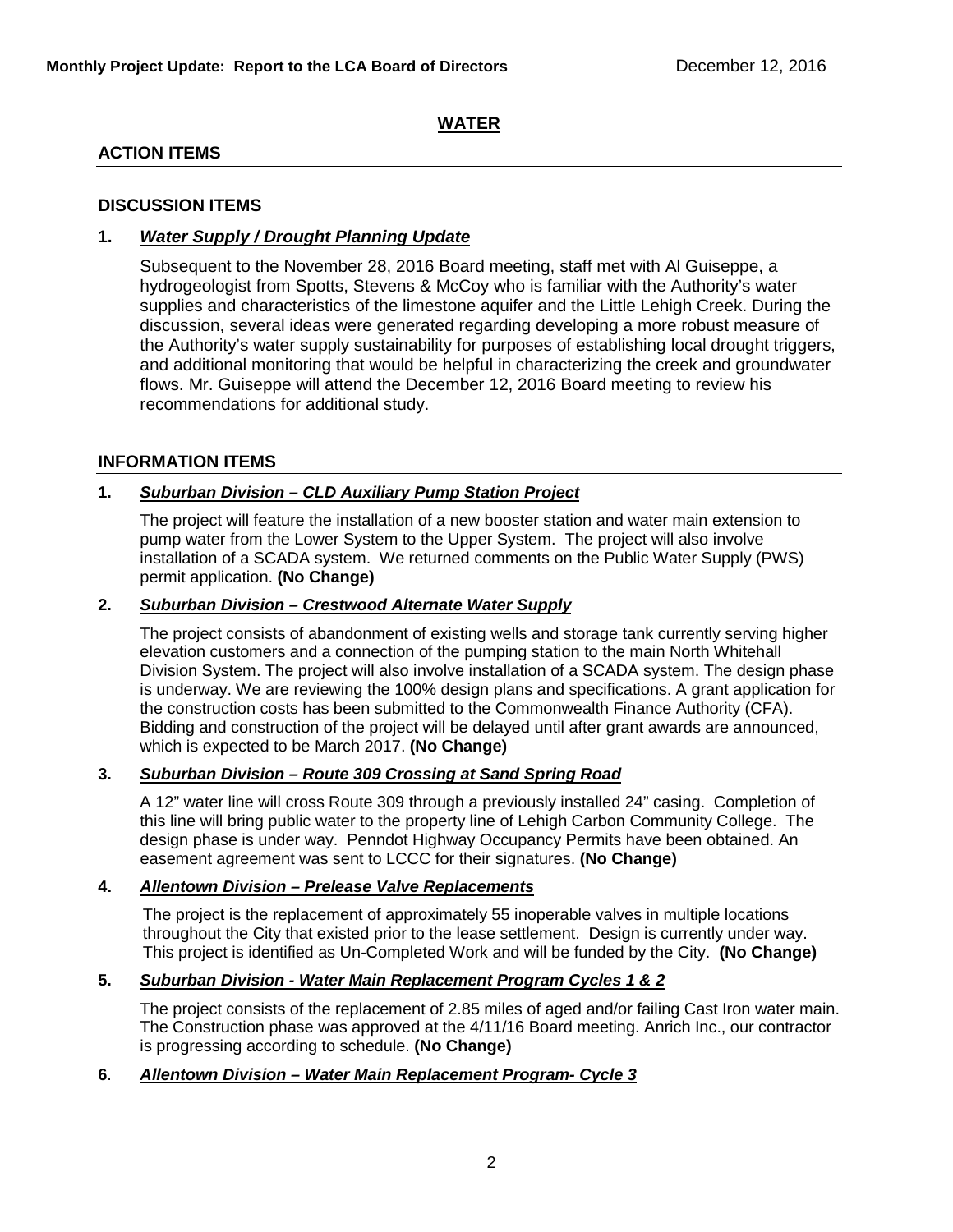## WATER

### ACTION ITEMS

### DISCUSSION ITEMS

**1. *Water Supply / Drought Planning Update***

Subsequent to the November 28, 2016 Board meeting, staff met with Al Guiseppe, a hydrogeologist from Spotts, Stevens & McCoy who is familiar with the Authority's water supplies and characteristics of the limestone aquifer and the Little Lehigh Creek. During the discussion, several ideas were generated regarding developing a more robust measure of the Authority's water supply sustainability for purposes of establishing local drought triggers, and additional monitoring that would be helpful in characterizing the creek and groundwater flows. Mr. Guiseppe will attend the December 12, 2016 Board meeting to review his recommendations for additional study.

### INFORMATION ITEMS

**1. *Suburban Division – CLD Auxiliary Pump Station Project***

The project will feature the installation of a new booster station and water main extension to pump water from the Lower System to the Upper System. The project will also involve installation of a SCADA system. We returned comments on the Public Water Supply (PWS) permit application. **(No Change)**

**2. *Suburban Division – Crestwood Alternate Water Supply***

The project consists of abandonment of existing wells and storage tank currently serving higher elevation customers and a connection of the pumping station to the main North Whitehall Division System. The project will also involve installation of a SCADA system. The design phase is underway. We are reviewing the 100% design plans and specifications. A grant application for the construction costs has been submitted to the Commonwealth Finance Authority (CFA). Bidding and construction of the project will be delayed until after grant awards are announced, which is expected to be March 2017. **(No Change)**

**3. *Suburban Division – Route 309 Crossing at Sand Spring Road***

A 12" water line will cross Route 309 through a previously installed 24" casing. Completion of this line will bring public water to the property line of Lehigh Carbon Community College. The design phase is under way. Penndot Highway Occupancy Permits have been obtained. An easement agreement was sent to LCCC for their signatures. **(No Change)**

**4. *Allentown Division – Prelease Valve Replacements***

The project is the replacement of approximately 55 inoperable valves in multiple locations throughout the City that existed prior to the lease settlement. Design is currently under way. This project is identified as Un-Completed Work and will be funded by the City. **(No Change)**

**5. *Suburban Division - Water Main Replacement Program Cycles 1 & 2***

The project consists of the replacement of 2.85 miles of aged and/or failing Cast Iron water main. The Construction phase was approved at the 4/11/16 Board meeting. Anrich Inc., our contractor is progressing according to schedule. **(No Change)**

**6. *Allentown Division – Water Main Replacement Program- Cycle 3***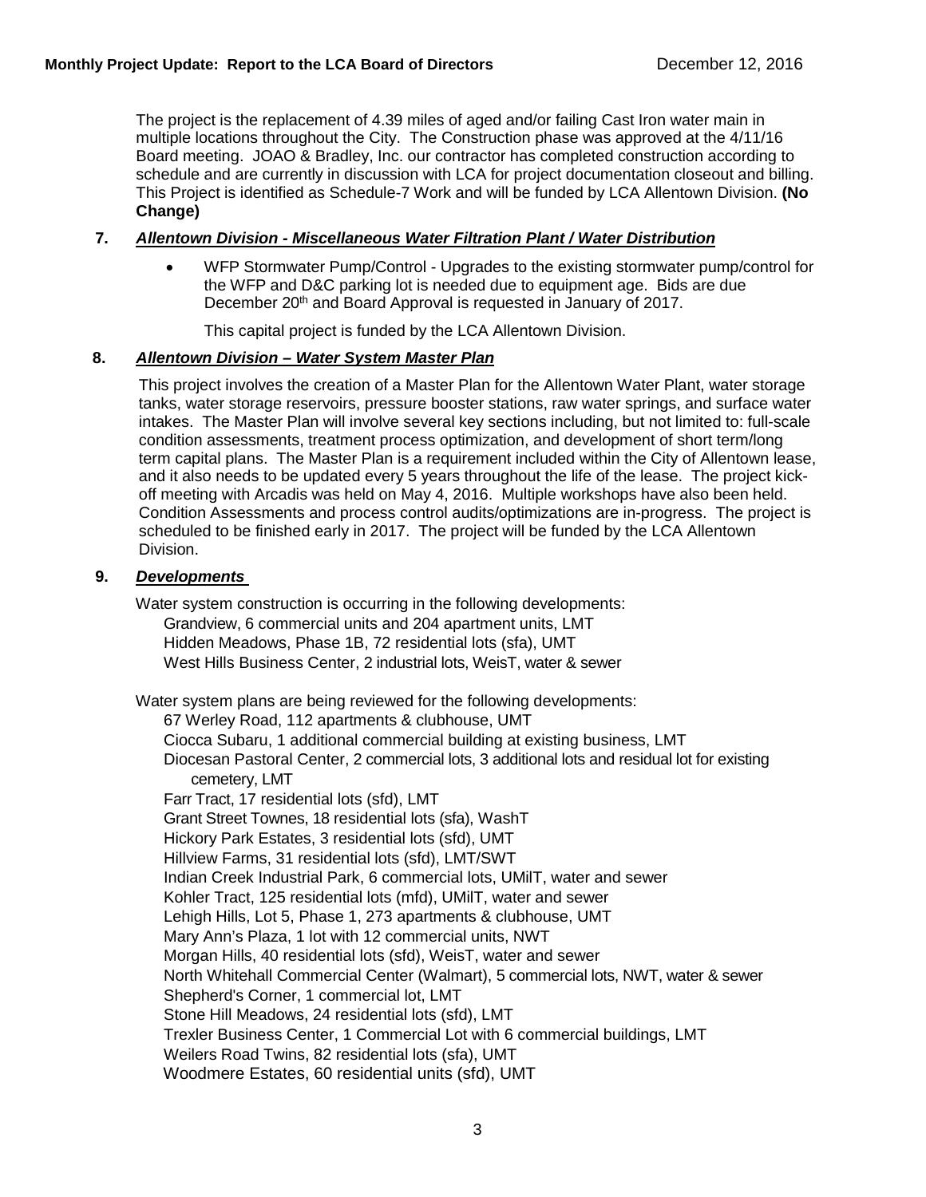The project is the replacement of 4.39 miles of aged and/or failing Cast Iron water main in multiple locations throughout the City. The Construction phase was approved at the 4/11/16 Board meeting. JOAO & Bradley, Inc. our contractor has completed construction according to schedule and are currently in discussion with LCA for project documentation closeout and billing. This Project is identified as Schedule-7 Work and will be funded by LCA Allentown Division. **(No Change)**

**7. *Allentown Division - Miscellaneous Water Filtration Plant / Water Distribution***

- WFP Stormwater Pump/Control - Upgrades to the existing stormwater pump/control for the WFP and D&C parking lot is needed due to equipment age. Bids are due December 20th and Board Approval is requested in January of 2017.

  This capital project is funded by the LCA Allentown Division.

**8. *Allentown Division – Water System Master Plan***

This project involves the creation of a Master Plan for the Allentown Water Plant, water storage tanks, water storage reservoirs, pressure booster stations, raw water springs, and surface water intakes. The Master Plan will involve several key sections including, but not limited to: full-scale condition assessments, treatment process optimization, and development of short term/long term capital plans. The Master Plan is a requirement included within the City of Allentown lease, and it also needs to be updated every 5 years throughout the life of the lease. The project kick-off meeting with Arcadis was held on May 4, 2016. Multiple workshops have also been held. Condition Assessments and process control audits/optimizations are in-progress. The project is scheduled to be finished early in 2017. The project will be funded by the LCA Allentown Division.

**9. *Developments***

Water system construction is occurring in the following developments:

Grandview, 6 commercial units and 204 apartment units, LMT
Hidden Meadows, Phase 1B, 72 residential lots (sfa), UMT
West Hills Business Center, 2 industrial lots, WeisT, water & sewer

Water system plans are being reviewed for the following developments:

67 Werley Road, 112 apartments & clubhouse, UMT
Ciocca Subaru, 1 additional commercial building at existing business, LMT
Diocesan Pastoral Center, 2 commercial lots, 3 additional lots and residual lot for existing cemetery, LMT
Farr Tract, 17 residential lots (sfd), LMT
Grant Street Townes, 18 residential lots (sfa), WashT
Hickory Park Estates, 3 residential lots (sfd), UMT
Hillview Farms, 31 residential lots (sfd), LMT/SWT
Indian Creek Industrial Park, 6 commercial lots, UMilT, water and sewer
Kohler Tract, 125 residential lots (mfd), UMilT, water and sewer
Lehigh Hills, Lot 5, Phase 1, 273 apartments & clubhouse, UMT
Mary Ann's Plaza, 1 lot with 12 commercial units, NWT
Morgan Hills, 40 residential lots (sfd), WeisT, water and sewer
North Whitehall Commercial Center (Walmart), 5 commercial lots, NWT, water & sewer
Shepherd's Corner, 1 commercial lot, LMT
Stone Hill Meadows, 24 residential lots (sfd), LMT
Trexler Business Center, 1 Commercial Lot with 6 commercial buildings, LMT
Weilers Road Twins, 82 residential lots (sfa), UMT
Woodmere Estates, 60 residential units (sfd), UMT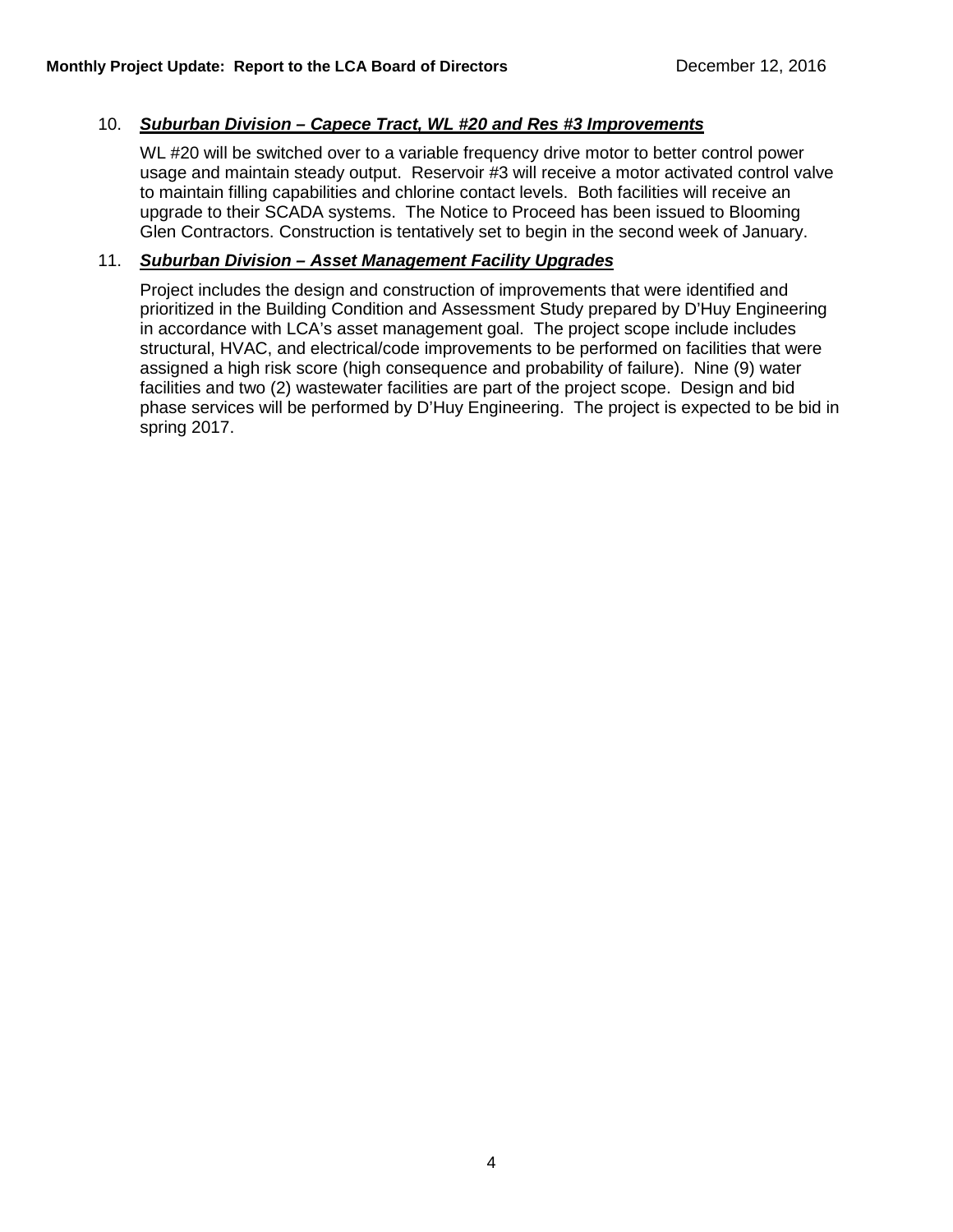10. ***Suburban Division – Capece Tract, WL #20 and Res #3 Improvements***

    WL #20 will be switched over to a variable frequency drive motor to better control power usage and maintain steady output. Reservoir #3 will receive a motor activated control valve to maintain filling capabilities and chlorine contact levels. Both facilities will receive an upgrade to their SCADA systems. The Notice to Proceed has been issued to Blooming Glen Contractors. Construction is tentatively set to begin in the second week of January.

11. ***Suburban Division – Asset Management Facility Upgrades***

    Project includes the design and construction of improvements that were identified and prioritized in the Building Condition and Assessment Study prepared by D'Huy Engineering in accordance with LCA's asset management goal. The project scope include includes structural, HVAC, and electrical/code improvements to be performed on facilities that were assigned a high risk score (high consequence and probability of failure). Nine (9) water facilities and two (2) wastewater facilities are part of the project scope. Design and bid phase services will be performed by D'Huy Engineering. The project is expected to be bid in spring 2017.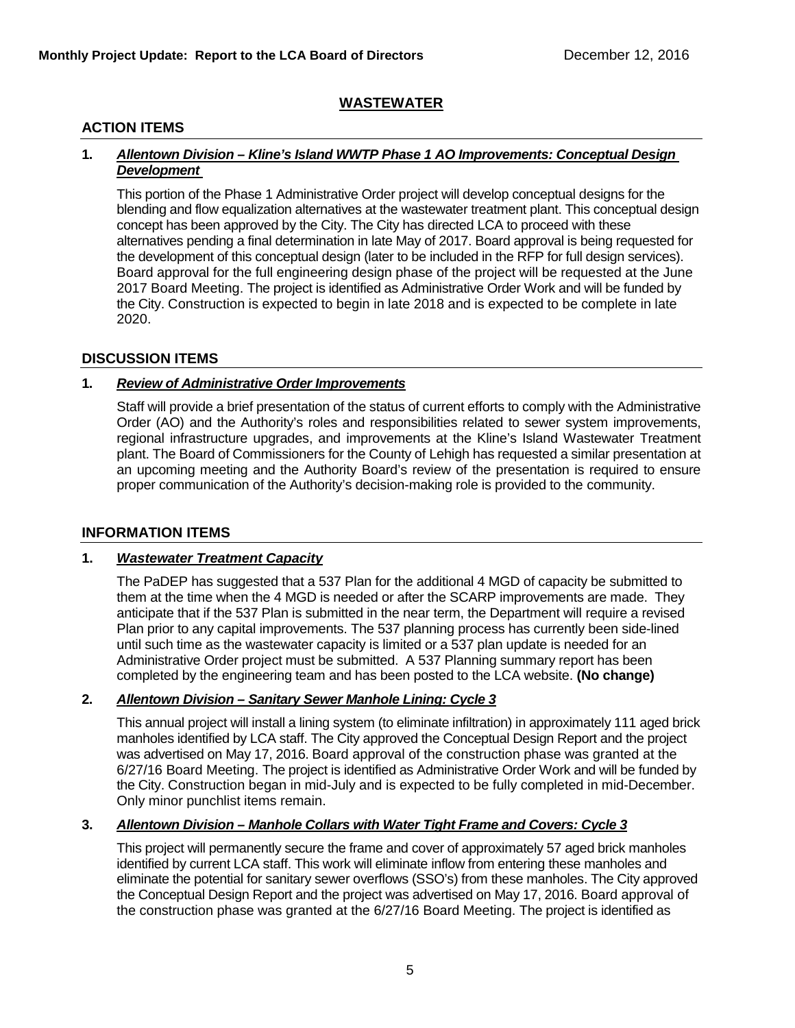## WASTEWATER

### ACTION ITEMS

**1. *Allentown Division – Kline's Island WWTP Phase 1 AO Improvements: Conceptual Design Development***

This portion of the Phase 1 Administrative Order project will develop conceptual designs for the blending and flow equalization alternatives at the wastewater treatment plant. This conceptual design concept has been approved by the City. The City has directed LCA to proceed with these alternatives pending a final determination in late May of 2017. Board approval is being requested for the development of this conceptual design (later to be included in the RFP for full design services). Board approval for the full engineering design phase of the project will be requested at the June 2017 Board Meeting. The project is identified as Administrative Order Work and will be funded by the City. Construction is expected to begin in late 2018 and is expected to be complete in late 2020.

### DISCUSSION ITEMS

**1. *Review of Administrative Order Improvements***

Staff will provide a brief presentation of the status of current efforts to comply with the Administrative Order (AO) and the Authority's roles and responsibilities related to sewer system improvements, regional infrastructure upgrades, and improvements at the Kline's Island Wastewater Treatment plant. The Board of Commissioners for the County of Lehigh has requested a similar presentation at an upcoming meeting and the Authority Board's review of the presentation is required to ensure proper communication of the Authority's decision-making role is provided to the community.

### INFORMATION ITEMS

**1. *Wastewater Treatment Capacity***

The PaDEP has suggested that a 537 Plan for the additional 4 MGD of capacity be submitted to them at the time when the 4 MGD is needed or after the SCARP improvements are made. They anticipate that if the 537 Plan is submitted in the near term, the Department will require a revised Plan prior to any capital improvements. The 537 planning process has currently been side-lined until such time as the wastewater capacity is limited or a 537 plan update is needed for an Administrative Order project must be submitted. A 537 Planning summary report has been completed by the engineering team and has been posted to the LCA website. **(No change)**

**2. *Allentown Division – Sanitary Sewer Manhole Lining: Cycle 3***

This annual project will install a lining system (to eliminate infiltration) in approximately 111 aged brick manholes identified by LCA staff. The City approved the Conceptual Design Report and the project was advertised on May 17, 2016. Board approval of the construction phase was granted at the 6/27/16 Board Meeting. The project is identified as Administrative Order Work and will be funded by the City. Construction began in mid-July and is expected to be fully completed in mid-December. Only minor punchlist items remain.

**3. *Allentown Division – Manhole Collars with Water Tight Frame and Covers: Cycle 3***

This project will permanently secure the frame and cover of approximately 57 aged brick manholes identified by current LCA staff. This work will eliminate inflow from entering these manholes and eliminate the potential for sanitary sewer overflows (SSO's) from these manholes. The City approved the Conceptual Design Report and the project was advertised on May 17, 2016. Board approval of the construction phase was granted at the 6/27/16 Board Meeting. The project is identified as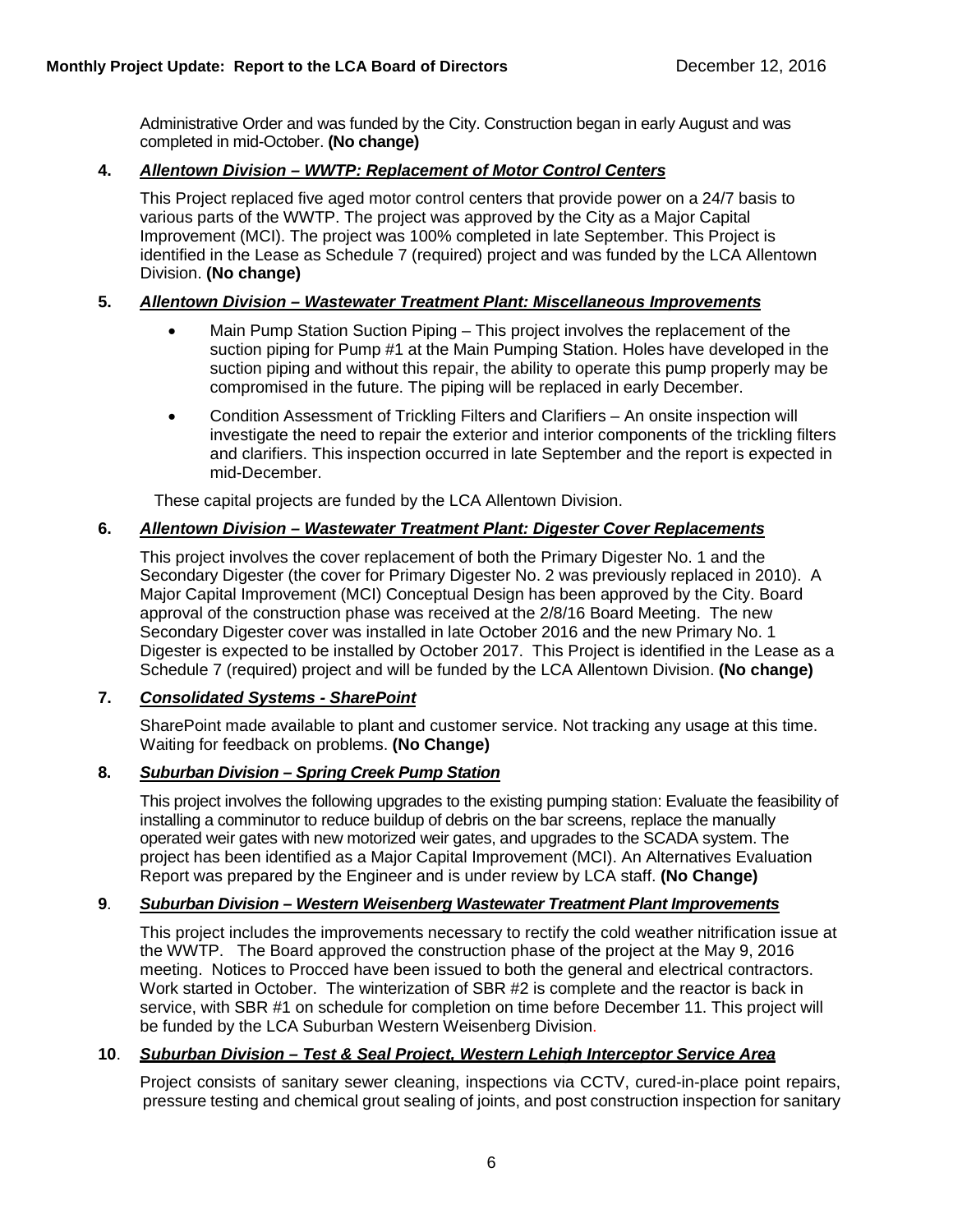Administrative Order and was funded by the City. Construction began in early August and was completed in mid-October. **(No change)**

**4.** ***Allentown Division – WWTP: Replacement of Motor Control Centers***

This Project replaced five aged motor control centers that provide power on a 24/7 basis to various parts of the WWTP. The project was approved by the City as a Major Capital Improvement (MCI). The project was 100% completed in late September. This Project is identified in the Lease as Schedule 7 (required) project and was funded by the LCA Allentown Division. **(No change)**

**5.** ***Allentown Division – Wastewater Treatment Plant: Miscellaneous Improvements***

- Main Pump Station Suction Piping – This project involves the replacement of the suction piping for Pump #1 at the Main Pumping Station. Holes have developed in the suction piping and without this repair, the ability to operate this pump properly may be compromised in the future. The piping will be replaced in early December.
- Condition Assessment of Trickling Filters and Clarifiers – An onsite inspection will investigate the need to repair the exterior and interior components of the trickling filters and clarifiers. This inspection occurred in late September and the report is expected in mid-December.

These capital projects are funded by the LCA Allentown Division.

**6.** ***Allentown Division – Wastewater Treatment Plant: Digester Cover Replacements***

This project involves the cover replacement of both the Primary Digester No. 1 and the Secondary Digester (the cover for Primary Digester No. 2 was previously replaced in 2010). A Major Capital Improvement (MCI) Conceptual Design has been approved by the City. Board approval of the construction phase was received at the 2/8/16 Board Meeting. The new Secondary Digester cover was installed in late October 2016 and the new Primary No. 1 Digester is expected to be installed by October 2017. This Project is identified in the Lease as a Schedule 7 (required) project and will be funded by the LCA Allentown Division. **(No change)**

**7.** ***Consolidated Systems - SharePoint***

SharePoint made available to plant and customer service. Not tracking any usage at this time. Waiting for feedback on problems. **(No Change)**

**8.** ***Suburban Division – Spring Creek Pump Station***

This project involves the following upgrades to the existing pumping station: Evaluate the feasibility of installing a comminutor to reduce buildup of debris on the bar screens, replace the manually operated weir gates with new motorized weir gates, and upgrades to the SCADA system. The project has been identified as a Major Capital Improvement (MCI). An Alternatives Evaluation Report was prepared by the Engineer and is under review by LCA staff. **(No Change)**

**9**. ***Suburban Division – Western Weisenberg Wastewater Treatment Plant Improvements***

This project includes the improvements necessary to rectify the cold weather nitrification issue at the WWTP. The Board approved the construction phase of the project at the May 9, 2016 meeting. Notices to Procced have been issued to both the general and electrical contractors. Work started in October. The winterization of SBR #2 is complete and the reactor is back in service, with SBR #1 on schedule for completion on time before December 11. This project will be funded by the LCA Suburban Western Weisenberg Division.

**10**. ***Suburban Division – Test & Seal Project, Western Lehigh Interceptor Service Area***

Project consists of sanitary sewer cleaning, inspections via CCTV, cured-in-place point repairs, pressure testing and chemical grout sealing of joints, and post construction inspection for sanitary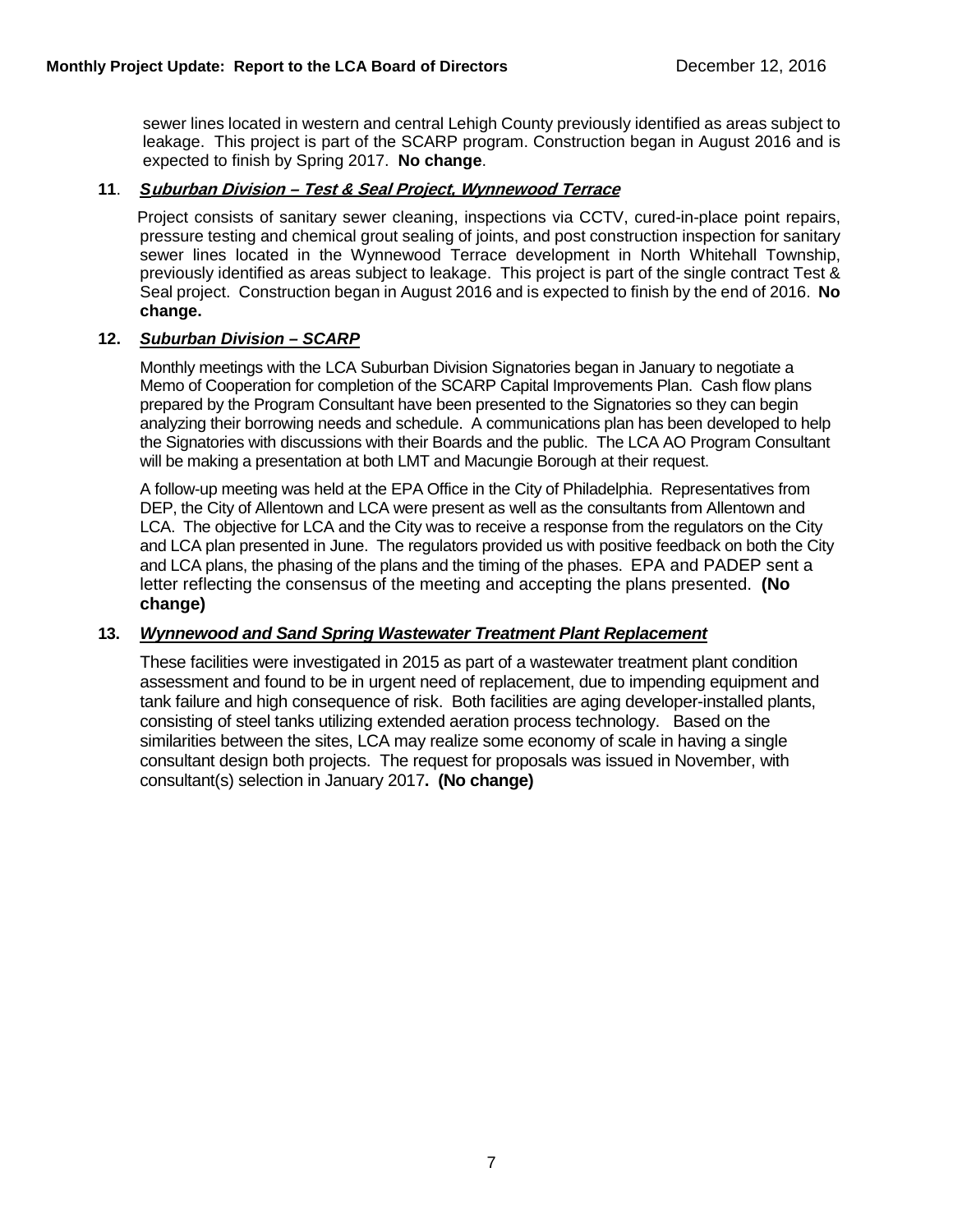sewer lines located in western and central Lehigh County previously identified as areas subject to leakage. This project is part of the SCARP program. Construction began in August 2016 and is expected to finish by Spring 2017. **No change**.

**11**. ***Suburban Division – Test & Seal Project, Wynnewood Terrace***

Project consists of sanitary sewer cleaning, inspections via CCTV, cured-in-place point repairs, pressure testing and chemical grout sealing of joints, and post construction inspection for sanitary sewer lines located in the Wynnewood Terrace development in North Whitehall Township, previously identified as areas subject to leakage. This project is part of the single contract Test & Seal project. Construction began in August 2016 and is expected to finish by the end of 2016. **No change.**

**12.** ***Suburban Division – SCARP***

Monthly meetings with the LCA Suburban Division Signatories began in January to negotiate a Memo of Cooperation for completion of the SCARP Capital Improvements Plan. Cash flow plans prepared by the Program Consultant have been presented to the Signatories so they can begin analyzing their borrowing needs and schedule. A communications plan has been developed to help the Signatories with discussions with their Boards and the public. The LCA AO Program Consultant will be making a presentation at both LMT and Macungie Borough at their request.

A follow-up meeting was held at the EPA Office in the City of Philadelphia. Representatives from DEP, the City of Allentown and LCA were present as well as the consultants from Allentown and LCA. The objective for LCA and the City was to receive a response from the regulators on the City and LCA plan presented in June. The regulators provided us with positive feedback on both the City and LCA plans, the phasing of the plans and the timing of the phases. EPA and PADEP sent a letter reflecting the consensus of the meeting and accepting the plans presented. **(No change)**

**13.** ***Wynnewood and Sand Spring Wastewater Treatment Plant Replacement***

These facilities were investigated in 2015 as part of a wastewater treatment plant condition assessment and found to be in urgent need of replacement, due to impending equipment and tank failure and high consequence of risk. Both facilities are aging developer-installed plants, consisting of steel tanks utilizing extended aeration process technology. Based on the similarities between the sites, LCA may realize some economy of scale in having a single consultant design both projects. The request for proposals was issued in November, with consultant(s) selection in January 2017**. (No change)**